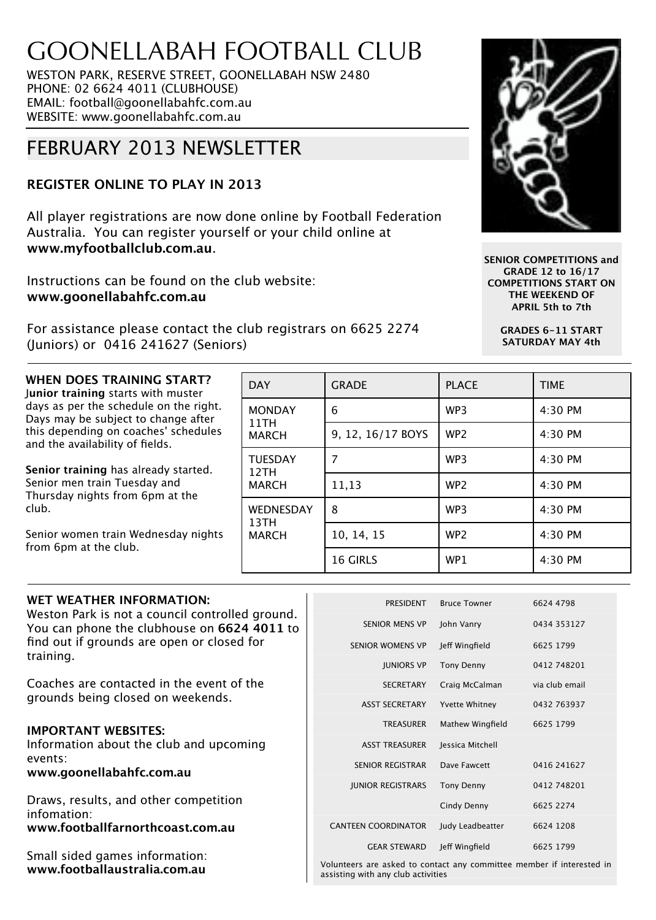# GOONELLABAH FOOTBALL CLUB

WESTON PARK, RESERVE STREET, GOONELLABAH NSW 2480
PHONE: 02 6624 4011 (CLUBHOUSE)
EMAIL: football@goonellabahfc.com.au
WEBSITE: www.goonellabahfc.com.au

## FEBRUARY 2013 NEWSLETTER

### REGISTER ONLINE TO PLAY IN 2013

All player registrations are now done online by Football Federation Australia. You can register yourself or your child online at **www.myfootballclub.com.au**.

Instructions can be found on the club website: **www.goonellabahfc.com.au**

For assistance please contact the club registrars on 6625 2274 (Juniors) or 0416 241627 (Seniors)

**SENIOR COMPETITIONS and GRADE 12 to 16/17 COMPETITIONS START ON THE WEEKEND OF APRIL 5th to 7th**

**GRADES 6-11 START SATURDAY MAY 4th**

### WHEN DOES TRAINING START?

**Junior training** starts with muster days as per the schedule on the right. Days may be subject to change after this depending on coaches' schedules and the availability of fields.

**Senior training** has already started. Senior men train Tuesday and Thursday nights from 6pm at the club.

Senior women train Wednesday nights from 6pm at the club.

| DAY | GRADE | PLACE | TIME |
|---|---|---|---|
| MONDAY 11TH MARCH | 6 | WP3 | 4:30 PM |
| | 9, 12, 16/17 BOYS | WP2 | 4:30 PM |
| TUESDAY 12TH MARCH | 7 | WP3 | 4:30 PM |
| | 11,13 | WP2 | 4:30 PM |
| WEDNESDAY 13TH MARCH | 8 | WP3 | 4:30 PM |
| | 10, 14, 15 | WP2 | 4:30 PM |
| | 16 GIRLS | WP1 | 4:30 PM |

### WET WEATHER INFORMATION:

Weston Park is not a council controlled ground. You can phone the clubhouse on **6624 4011** to find out if grounds are open or closed for training.

Coaches are contacted in the event of the grounds being closed on weekends.

### IMPORTANT WEBSITES:

Information about the club and upcoming events:
**www.goonellabahfc.com.au**

Draws, results, and other competition infomation:
**www.footballfarnorthcoast.com.au**

Small sided games information:
**www.footballaustralia.com.au**

| | | |
|---|---|---|
| PRESIDENT | Bruce Towner | 6624 4798 |
| SENIOR MENS VP | John Vanry | 0434 353127 |
| SENIOR WOMENS VP | Jeff Wingfield | 6625 1799 |
| JUNIORS VP | Tony Denny | 0412 748201 |
| SECRETARY | Craig McCalman | via club email |
| ASST SECRETARY | Yvette Whitney | 0432 763937 |
| TREASURER | Mathew Wingfield | 6625 1799 |
| ASST TREASURER | Jessica Mitchell | |
| SENIOR REGISTRAR | Dave Fawcett | 0416 241627 |
| JUNIOR REGISTRARS | Tony Denny | 0412 748201 |
| | Cindy Denny | 6625 2274 |
| CANTEEN COORDINATOR | Judy Leadbeatter | 6624 1208 |
| GEAR STEWARD | Jeff Wingfield | 6625 1799 |

Volunteers are asked to contact any committee member if interested in assisting with any club activities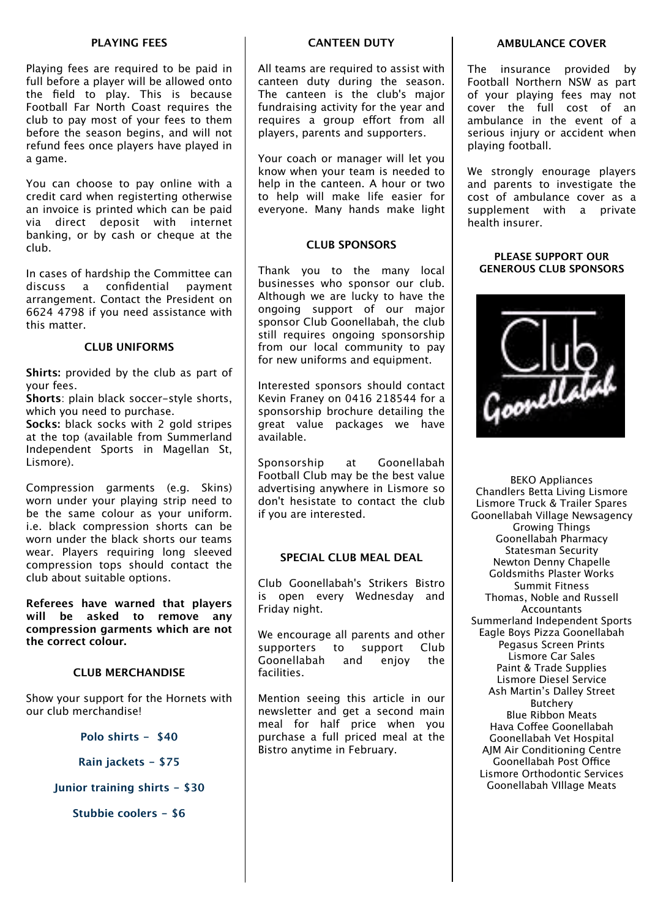## PLAYING FEES

Playing fees are required to be paid in full before a player will be allowed onto the field to play. This is because Football Far North Coast requires the club to pay most of your fees to them before the season begins, and will not refund fees once players have played in a game.

You can choose to pay online with a credit card when registerting otherwise an invoice is printed which can be paid via direct deposit with internet banking, or by cash or cheque at the club.

In cases of hardship the Committee can discuss a confidential payment arrangement. Contact the President on 6624 4798 if you need assistance with this matter.

## CLUB UNIFORMS

**Shirts:** provided by the club as part of your fees.
**Shorts**: plain black soccer-style shorts, which you need to purchase.
**Socks:** black socks with 2 gold stripes at the top (available from Summerland Independent Sports in Magellan St, Lismore).

Compression garments (e.g. Skins) worn under your playing strip need to be the same colour as your uniform. i.e. black compression shorts can be worn under the black shorts our teams wear. Players requiring long sleeved compression tops should contact the club about suitable options.

**Referees have warned that players will be asked to remove any compression garments which are not the correct colour.**

## CLUB MERCHANDISE

Show your support for the Hornets with our club merchandise!

**Polo shirts - $40**

**Rain jackets - $75**

**Junior training shirts - $30**

**Stubbie coolers - $6**

## CANTEEN DUTY

All teams are required to assist with canteen duty during the season. The canteen is the club's major fundraising activity for the year and requires a group effort from all players, parents and supporters.

Your coach or manager will let you know when your team is needed to help in the canteen. A hour or two to help will make life easier for everyone. Many hands make light

## CLUB SPONSORS

Thank you to the many local businesses who sponsor our club. Although we are lucky to have the ongoing support of our major sponsor Club Goonellabah, the club still requires ongoing sponsorship from our local community to pay for new uniforms and equipment.

Interested sponsors should contact Kevin Franey on 0416 218544 for a sponsorship brochure detailing the great value packages we have available.

Sponsorship at Goonellabah Football Club may be the best value advertising anywhere in Lismore so don't hesitate to contact the club if you are interested.

## SPECIAL CLUB MEAL DEAL

Club Goonellabah's Strikers Bistro is open every Wednesday and Friday night.

We encourage all parents and other supporters to support Club Goonellabah and enjoy the facilities.

Mention seeing this article in our newsletter and get a second main meal for half price when you purchase a full priced meal at the Bistro anytime in February.

## AMBULANCE COVER

The insurance provided by Football Northern NSW as part of your playing fees may not cover the full cost of an ambulance in the event of a serious injury or accident when playing football.

We strongly enourage players and parents to investigate the cost of ambulance cover as a supplement with a private health insurer.

**PLEASE SUPPORT OUR GENEROUS CLUB SPONSORS**

Club Goonellabah

BEKO Appliances
Chandlers Betta Living Lismore
Lismore Truck & Trailer Spares
Goonellabah Village Newsagency
Growing Things
Goonellabah Pharmacy
Statesman Security
Newton Denny Chapelle
Goldsmiths Plaster Works
Summit Fitness
Thomas, Noble and Russell Accountants
Summerland Independent Sports
Eagle Boys Pizza Goonellabah
Pegasus Screen Prints
Lismore Car Sales
Paint & Trade Supplies
Lismore Diesel Service
Ash Martin's Dalley Street Butchery
Blue Ribbon Meats
Hava Coffee Goonellabah
Goonellabah Vet Hospital
AJM Air Conditioning Centre
Goonellabah Post Office
Lismore Orthodontic Services
Goonellabah VIllage Meats